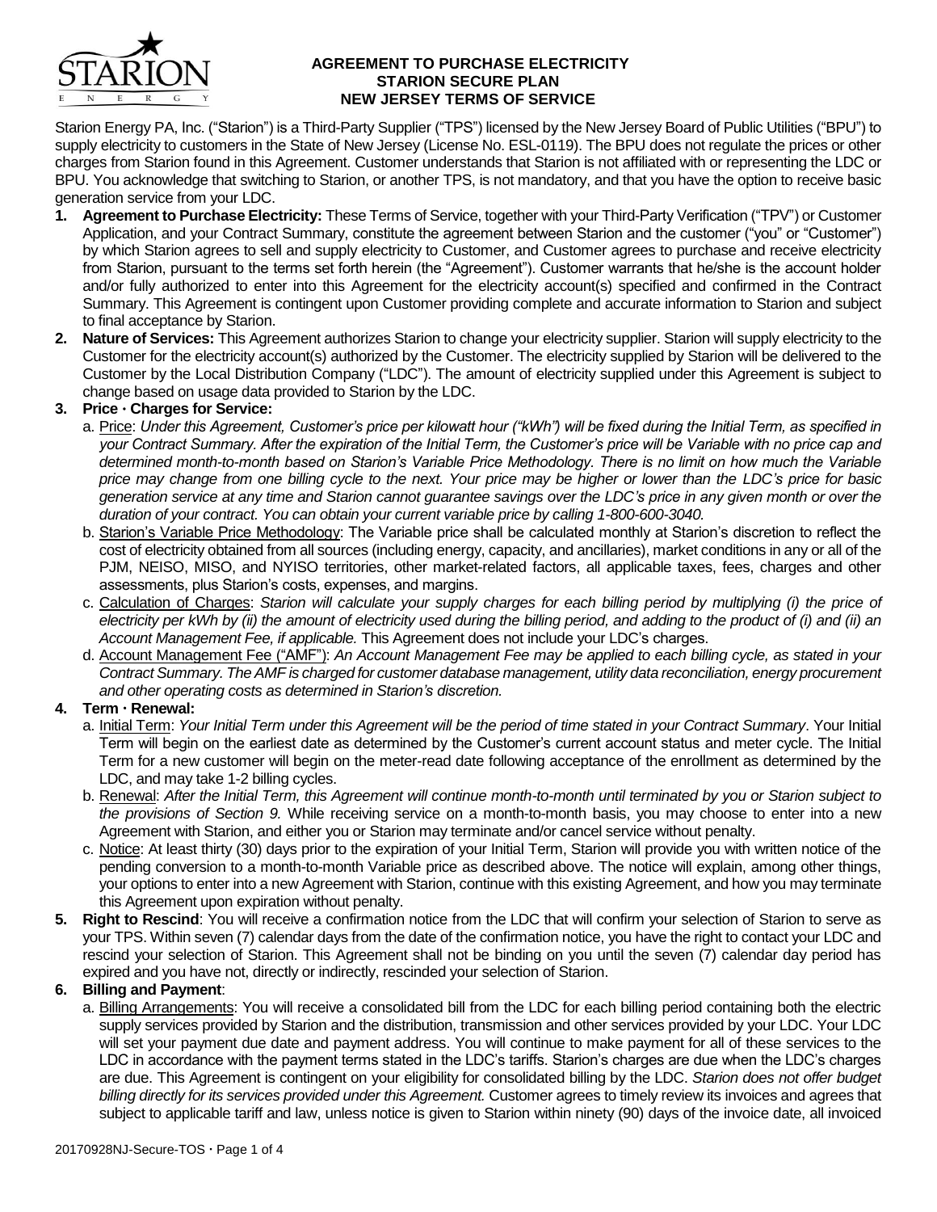# AGREEMENT TO PURCHASE ELECTRICITY
## STARION SECURE PLAN
## NEW JERSEY TERMS OF SERVICE

Starion Energy PA, Inc. ("Starion") is a Third-Party Supplier ("TPS") licensed by the New Jersey Board of Public Utilities ("BPU") to supply electricity to customers in the State of New Jersey (License No. ESL-0119). The BPU does not regulate the prices or other charges from Starion found in this Agreement. Customer understands that Starion is not affiliated with or representing the LDC or BPU. You acknowledge that switching to Starion, or another TPS, is not mandatory, and that you have the option to receive basic generation service from your LDC.

1. **Agreement to Purchase Electricity:** These Terms of Service, together with your Third-Party Verification ("TPV") or Customer Application, and your Contract Summary, constitute the agreement between Starion and the customer ("you" or "Customer") by which Starion agrees to sell and supply electricity to Customer, and Customer agrees to purchase and receive electricity from Starion, pursuant to the terms set forth herein (the "Agreement"). Customer warrants that he/she is the account holder and/or fully authorized to enter into this Agreement for the electricity account(s) specified and confirmed in the Contract Summary. This Agreement is contingent upon Customer providing complete and accurate information to Starion and subject to final acceptance by Starion.
2. **Nature of Services:** This Agreement authorizes Starion to change your electricity supplier. Starion will supply electricity to the Customer for the electricity account(s) authorized by the Customer. The electricity supplied by Starion will be delivered to the Customer by the Local Distribution Company ("LDC"). The amount of electricity supplied under this Agreement is subject to change based on usage data provided to Starion by the LDC.
3. **Price · Charges for Service:**
   a. Price: *Under this Agreement, Customer's price per kilowatt hour ("kWh") will be fixed during the Initial Term, as specified in your Contract Summary. After the expiration of the Initial Term, the Customer's price will be Variable with no price cap and determined month-to-month based on Starion's Variable Price Methodology. There is no limit on how much the Variable price may change from one billing cycle to the next. Your price may be higher or lower than the LDC's price for basic generation service at any time and Starion cannot guarantee savings over the LDC's price in any given month or over the duration of your contract. You can obtain your current variable price by calling 1-800-600-3040.*
   b. Starion's Variable Price Methodology: The Variable price shall be calculated monthly at Starion's discretion to reflect the cost of electricity obtained from all sources (including energy, capacity, and ancillaries), market conditions in any or all of the PJM, NEISO, MISO, and NYISO territories, other market-related factors, all applicable taxes, fees, charges and other assessments, plus Starion's costs, expenses, and margins.
   c. Calculation of Charges: *Starion will calculate your supply charges for each billing period by multiplying (i) the price of electricity per kWh by (ii) the amount of electricity used during the billing period, and adding to the product of (i) and (ii) an Account Management Fee, if applicable.* This Agreement does not include your LDC's charges.
   d. Account Management Fee ("AMF"): *An Account Management Fee may be applied to each billing cycle, as stated in your Contract Summary. The AMF is charged for customer database management, utility data reconciliation, energy procurement and other operating costs as determined in Starion's discretion.*
4. **Term · Renewal:**
   a. Initial Term: *Your Initial Term under this Agreement will be the period of time stated in your Contract Summary*. Your Initial Term will begin on the earliest date as determined by the Customer's current account status and meter cycle. The Initial Term for a new customer will begin on the meter-read date following acceptance of the enrollment as determined by the LDC, and may take 1-2 billing cycles.
   b. Renewal: *After the Initial Term, this Agreement will continue month-to-month until terminated by you or Starion subject to the provisions of Section 9.* While receiving service on a month-to-month basis, you may choose to enter into a new Agreement with Starion, and either you or Starion may terminate and/or cancel service without penalty.
   c. Notice: At least thirty (30) days prior to the expiration of your Initial Term, Starion will provide you with written notice of the pending conversion to a month-to-month Variable price as described above. The notice will explain, among other things, your options to enter into a new Agreement with Starion, continue with this existing Agreement, and how you may terminate this Agreement upon expiration without penalty.
5. **Right to Rescind**: You will receive a confirmation notice from the LDC that will confirm your selection of Starion to serve as your TPS. Within seven (7) calendar days from the date of the confirmation notice, you have the right to contact your LDC and rescind your selection of Starion. This Agreement shall not be binding on you until the seven (7) calendar day period has expired and you have not, directly or indirectly, rescinded your selection of Starion.
6. **Billing and Payment**:
   a. Billing Arrangements: You will receive a consolidated bill from the LDC for each billing period containing both the electric supply services provided by Starion and the distribution, transmission and other services provided by your LDC. Your LDC will set your payment due date and payment address. You will continue to make payment for all of these services to the LDC in accordance with the payment terms stated in the LDC's tariffs. Starion's charges are due when the LDC's charges are due. This Agreement is contingent on your eligibility for consolidated billing by the LDC. *Starion does not offer budget billing directly for its services provided under this Agreement.* Customer agrees to timely review its invoices and agrees that subject to applicable tariff and law, unless notice is given to Starion within ninety (90) days of the invoice date, all invoiced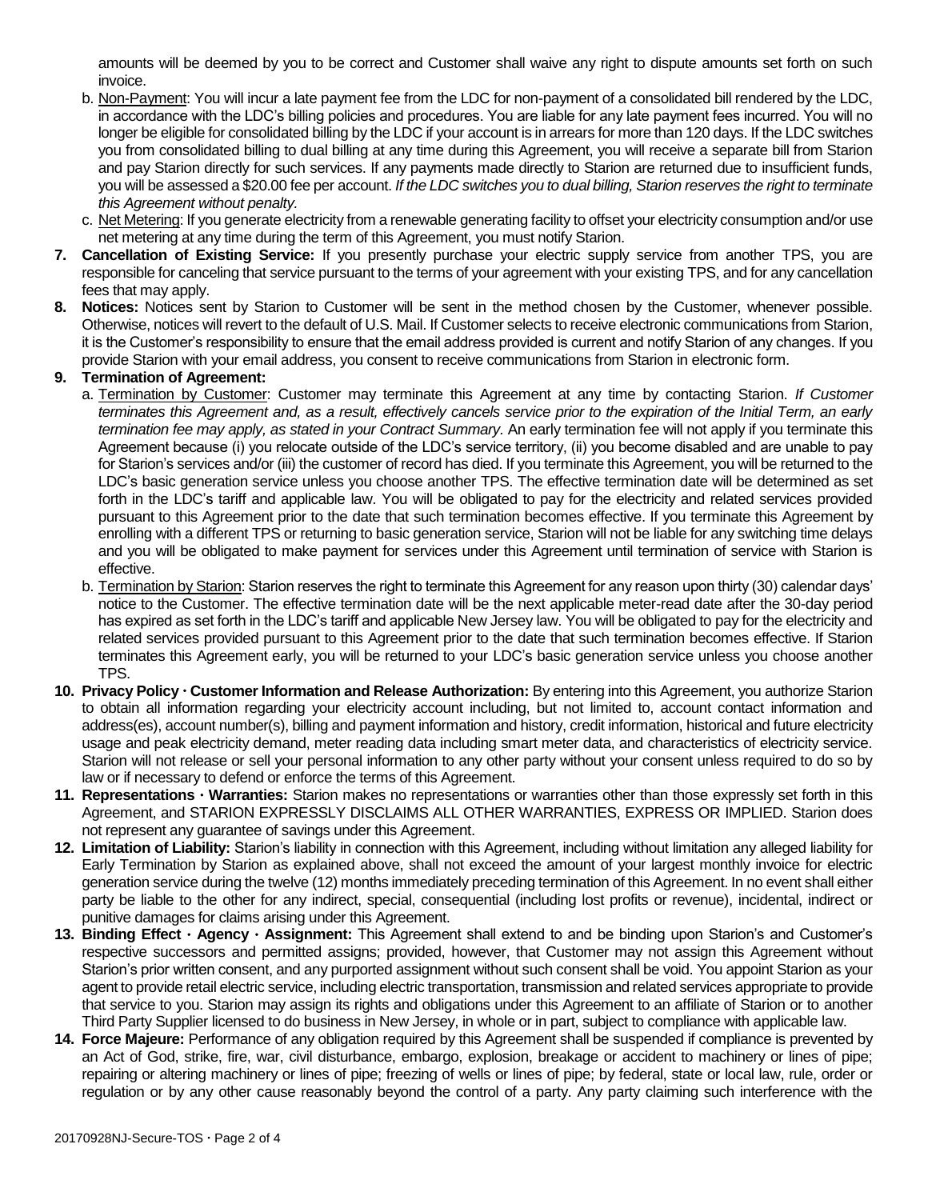amounts will be deemed by you to be correct and Customer shall waive any right to dispute amounts set forth on such invoice.

b. Non-Payment: You will incur a late payment fee from the LDC for non-payment of a consolidated bill rendered by the LDC, in accordance with the LDC's billing policies and procedures. You are liable for any late payment fees incurred. You will no longer be eligible for consolidated billing by the LDC if your account is in arrears for more than 120 days. If the LDC switches you from consolidated billing to dual billing at any time during this Agreement, you will receive a separate bill from Starion and pay Starion directly for such services. If any payments made directly to Starion are returned due to insufficient funds, you will be assessed a $20.00 fee per account. *If the LDC switches you to dual billing, Starion reserves the right to terminate this Agreement without penalty.*

c. Net Metering: If you generate electricity from a renewable generating facility to offset your electricity consumption and/or use net metering at any time during the term of this Agreement, you must notify Starion.

**7. Cancellation of Existing Service:** If you presently purchase your electric supply service from another TPS, you are responsible for canceling that service pursuant to the terms of your agreement with your existing TPS, and for any cancellation fees that may apply.

**8. Notices:** Notices sent by Starion to Customer will be sent in the method chosen by the Customer, whenever possible. Otherwise, notices will revert to the default of U.S. Mail. If Customer selects to receive electronic communications from Starion, it is the Customer's responsibility to ensure that the email address provided is current and notify Starion of any changes. If you provide Starion with your email address, you consent to receive communications from Starion in electronic form.

**9. Termination of Agreement:**

a. Termination by Customer: Customer may terminate this Agreement at any time by contacting Starion. *If Customer terminates this Agreement and, as a result, effectively cancels service prior to the expiration of the Initial Term, an early termination fee may apply, as stated in your Contract Summary.* An early termination fee will not apply if you terminate this Agreement because (i) you relocate outside of the LDC's service territory, (ii) you become disabled and are unable to pay for Starion's services and/or (iii) the customer of record has died. If you terminate this Agreement, you will be returned to the LDC's basic generation service unless you choose another TPS. The effective termination date will be determined as set forth in the LDC's tariff and applicable law. You will be obligated to pay for the electricity and related services provided pursuant to this Agreement prior to the date that such termination becomes effective. If you terminate this Agreement by enrolling with a different TPS or returning to basic generation service, Starion will not be liable for any switching time delays and you will be obligated to make payment for services under this Agreement until termination of service with Starion is effective.

b. Termination by Starion: Starion reserves the right to terminate this Agreement for any reason upon thirty (30) calendar days' notice to the Customer. The effective termination date will be the next applicable meter-read date after the 30-day period has expired as set forth in the LDC's tariff and applicable New Jersey law. You will be obligated to pay for the electricity and related services provided pursuant to this Agreement prior to the date that such termination becomes effective. If Starion terminates this Agreement early, you will be returned to your LDC's basic generation service unless you choose another TPS.

**10. Privacy Policy · Customer Information and Release Authorization:** By entering into this Agreement, you authorize Starion to obtain all information regarding your electricity account including, but not limited to, account contact information and address(es), account number(s), billing and payment information and history, credit information, historical and future electricity usage and peak electricity demand, meter reading data including smart meter data, and characteristics of electricity service. Starion will not release or sell your personal information to any other party without your consent unless required to do so by law or if necessary to defend or enforce the terms of this Agreement.

**11. Representations · Warranties:** Starion makes no representations or warranties other than those expressly set forth in this Agreement, and STARION EXPRESSLY DISCLAIMS ALL OTHER WARRANTIES, EXPRESS OR IMPLIED. Starion does not represent any guarantee of savings under this Agreement.

**12. Limitation of Liability:** Starion's liability in connection with this Agreement, including without limitation any alleged liability for Early Termination by Starion as explained above, shall not exceed the amount of your largest monthly invoice for electric generation service during the twelve (12) months immediately preceding termination of this Agreement. In no event shall either party be liable to the other for any indirect, special, consequential (including lost profits or revenue), incidental, indirect or punitive damages for claims arising under this Agreement.

**13. Binding Effect · Agency · Assignment:** This Agreement shall extend to and be binding upon Starion's and Customer's respective successors and permitted assigns; provided, however, that Customer may not assign this Agreement without Starion's prior written consent, and any purported assignment without such consent shall be void. You appoint Starion as your agent to provide retail electric service, including electric transportation, transmission and related services appropriate to provide that service to you. Starion may assign its rights and obligations under this Agreement to an affiliate of Starion or to another Third Party Supplier licensed to do business in New Jersey, in whole or in part, subject to compliance with applicable law.

**14. Force Majeure:** Performance of any obligation required by this Agreement shall be suspended if compliance is prevented by an Act of God, strike, fire, war, civil disturbance, embargo, explosion, breakage or accident to machinery or lines of pipe; repairing or altering machinery or lines of pipe; freezing of wells or lines of pipe; by federal, state or local law, rule, order or regulation or by any other cause reasonably beyond the control of a party. Any party claiming such interference with the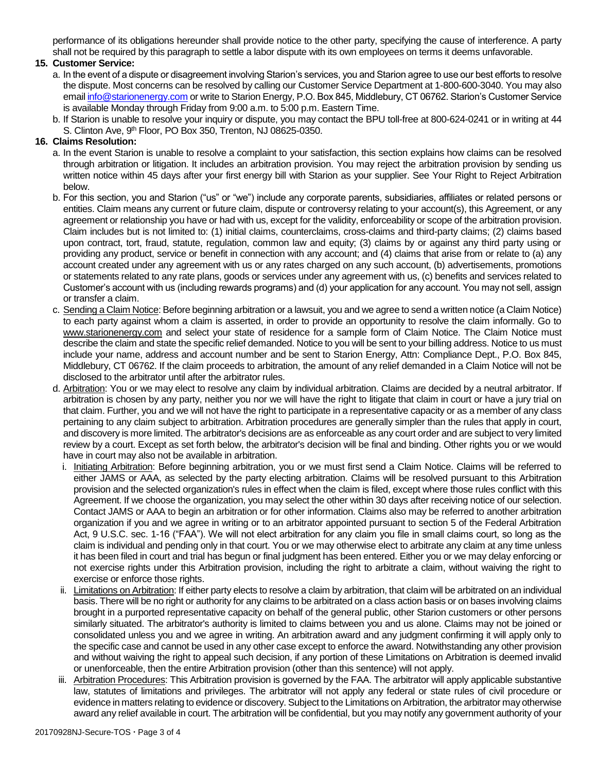performance of its obligations hereunder shall provide notice to the other party, specifying the cause of interference. A party shall not be required by this paragraph to settle a labor dispute with its own employees on terms it deems unfavorable.

**15. Customer Service:**

a. In the event of a dispute or disagreement involving Starion's services, you and Starion agree to use our best efforts to resolve the dispute. Most concerns can be resolved by calling our Customer Service Department at 1-800-600-3040. You may also email info@starionenergy.com or write to Starion Energy, P.O. Box 845, Middlebury, CT 06762. Starion's Customer Service is available Monday through Friday from 9:00 a.m. to 5:00 p.m. Eastern Time.

b. If Starion is unable to resolve your inquiry or dispute, you may contact the BPU toll-free at 800-624-0241 or in writing at 44 S. Clinton Ave, 9th Floor, PO Box 350, Trenton, NJ 08625-0350.

**16. Claims Resolution:**

a. In the event Starion is unable to resolve a complaint to your satisfaction, this section explains how claims can be resolved through arbitration or litigation. It includes an arbitration provision. You may reject the arbitration provision by sending us written notice within 45 days after your first energy bill with Starion as your supplier. See Your Right to Reject Arbitration below.

b. For this section, you and Starion ("us" or "we") include any corporate parents, subsidiaries, affiliates or related persons or entities. Claim means any current or future claim, dispute or controversy relating to your account(s), this Agreement, or any agreement or relationship you have or had with us, except for the validity, enforceability or scope of the arbitration provision. Claim includes but is not limited to: (1) initial claims, counterclaims, cross-claims and third-party claims; (2) claims based upon contract, tort, fraud, statute, regulation, common law and equity; (3) claims by or against any third party using or providing any product, service or benefit in connection with any account; and (4) claims that arise from or relate to (a) any account created under any agreement with us or any rates charged on any such account, (b) advertisements, promotions or statements related to any rate plans, goods or services under any agreement with us, (c) benefits and services related to Customer's account with us (including rewards programs) and (d) your application for any account. You may not sell, assign or transfer a claim.

c. Sending a Claim Notice: Before beginning arbitration or a lawsuit, you and we agree to send a written notice (a Claim Notice) to each party against whom a claim is asserted, in order to provide an opportunity to resolve the claim informally. Go to www.starionenergy.com and select your state of residence for a sample form of Claim Notice. The Claim Notice must describe the claim and state the specific relief demanded. Notice to you will be sent to your billing address. Notice to us must include your name, address and account number and be sent to Starion Energy, Attn: Compliance Dept., P.O. Box 845, Middlebury, CT 06762. If the claim proceeds to arbitration, the amount of any relief demanded in a Claim Notice will not be disclosed to the arbitrator until after the arbitrator rules.

d. Arbitration: You or we may elect to resolve any claim by individual arbitration. Claims are decided by a neutral arbitrator. If arbitration is chosen by any party, neither you nor we will have the right to litigate that claim in court or have a jury trial on that claim. Further, you and we will not have the right to participate in a representative capacity or as a member of any class pertaining to any claim subject to arbitration. Arbitration procedures are generally simpler than the rules that apply in court, and discovery is more limited. The arbitrator's decisions are as enforceable as any court order and are subject to very limited review by a court. Except as set forth below, the arbitrator's decision will be final and binding. Other rights you or we would have in court may also not be available in arbitration.

i. Initiating Arbitration: Before beginning arbitration, you or we must first send a Claim Notice. Claims will be referred to either JAMS or AAA, as selected by the party electing arbitration. Claims will be resolved pursuant to this Arbitration provision and the selected organization's rules in effect when the claim is filed, except where those rules conflict with this Agreement. If we choose the organization, you may select the other within 30 days after receiving notice of our selection. Contact JAMS or AAA to begin an arbitration or for other information. Claims also may be referred to another arbitration organization if you and we agree in writing or to an arbitrator appointed pursuant to section 5 of the Federal Arbitration Act, 9 U.S.C. sec. 1-16 ("FAA"). We will not elect arbitration for any claim you file in small claims court, so long as the claim is individual and pending only in that court. You or we may otherwise elect to arbitrate any claim at any time unless it has been filed in court and trial has begun or final judgment has been entered. Either you or we may delay enforcing or not exercise rights under this Arbitration provision, including the right to arbitrate a claim, without waiving the right to exercise or enforce those rights.

ii. Limitations on Arbitration: If either party elects to resolve a claim by arbitration, that claim will be arbitrated on an individual basis. There will be no right or authority for any claims to be arbitrated on a class action basis or on bases involving claims brought in a purported representative capacity on behalf of the general public, other Starion customers or other persons similarly situated. The arbitrator's authority is limited to claims between you and us alone. Claims may not be joined or consolidated unless you and we agree in writing. An arbitration award and any judgment confirming it will apply only to the specific case and cannot be used in any other case except to enforce the award. Notwithstanding any other provision and without waiving the right to appeal such decision, if any portion of these Limitations on Arbitration is deemed invalid or unenforceable, then the entire Arbitration provision (other than this sentence) will not apply.

iii. Arbitration Procedures: This Arbitration provision is governed by the FAA. The arbitrator will apply applicable substantive law, statutes of limitations and privileges. The arbitrator will not apply any federal or state rules of civil procedure or evidence in matters relating to evidence or discovery. Subject to the Limitations on Arbitration, the arbitrator may otherwise award any relief available in court. The arbitration will be confidential, but you may notify any government authority of your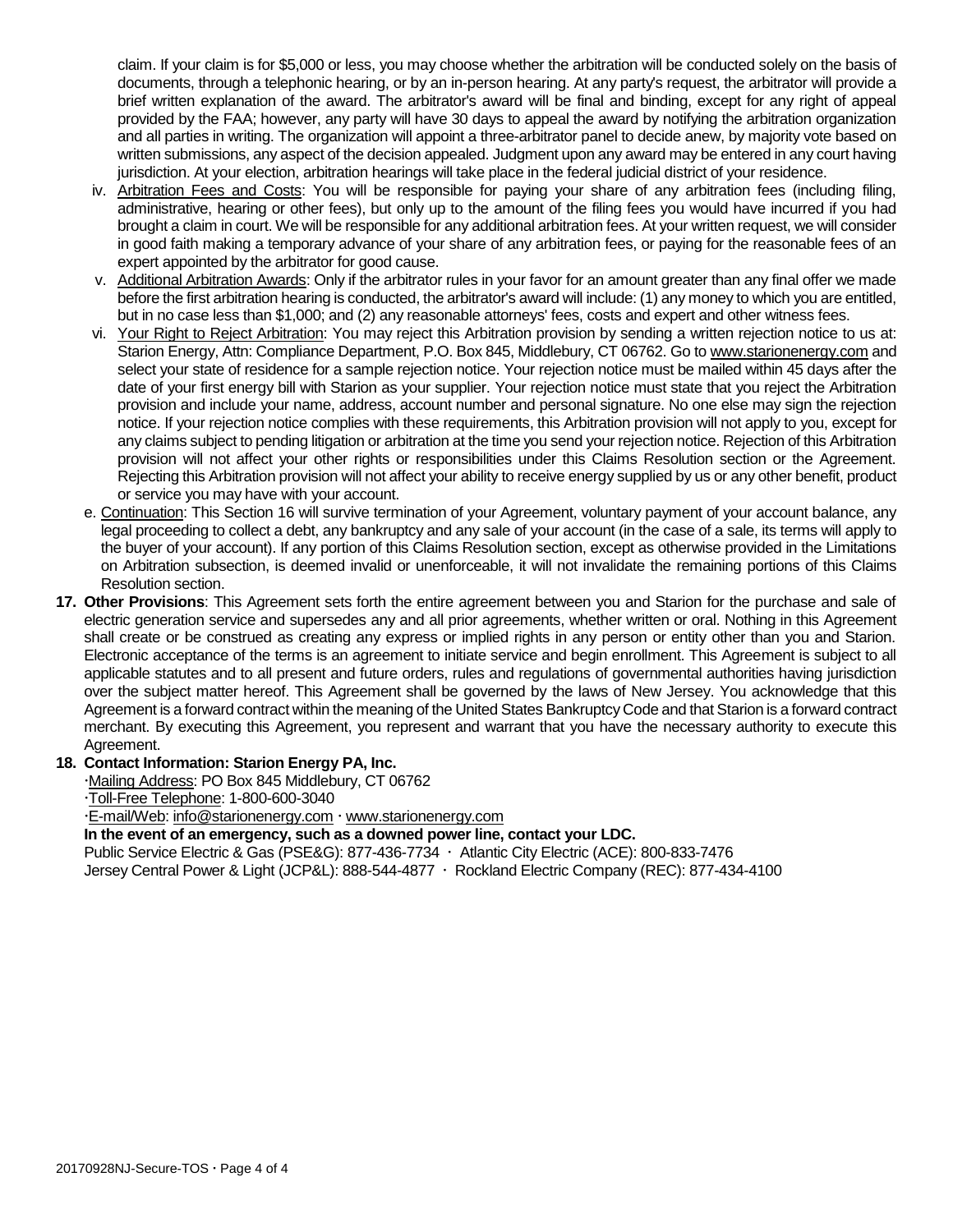claim. If your claim is for $5,000 or less, you may choose whether the arbitration will be conducted solely on the basis of documents, through a telephonic hearing, or by an in-person hearing. At any party's request, the arbitrator will provide a brief written explanation of the award. The arbitrator's award will be final and binding, except for any right of appeal provided by the FAA; however, any party will have 30 days to appeal the award by notifying the arbitration organization and all parties in writing. The organization will appoint a three-arbitrator panel to decide anew, by majority vote based on written submissions, any aspect of the decision appealed. Judgment upon any award may be entered in any court having jurisdiction. At your election, arbitration hearings will take place in the federal judicial district of your residence.

iv. Arbitration Fees and Costs: You will be responsible for paying your share of any arbitration fees (including filing, administrative, hearing or other fees), but only up to the amount of the filing fees you would have incurred if you had brought a claim in court. We will be responsible for any additional arbitration fees. At your written request, we will consider in good faith making a temporary advance of your share of any arbitration fees, or paying for the reasonable fees of an expert appointed by the arbitrator for good cause.

v. Additional Arbitration Awards: Only if the arbitrator rules in your favor for an amount greater than any final offer we made before the first arbitration hearing is conducted, the arbitrator's award will include: (1) any money to which you are entitled, but in no case less than $1,000; and (2) any reasonable attorneys' fees, costs and expert and other witness fees.

vi. Your Right to Reject Arbitration: You may reject this Arbitration provision by sending a written rejection notice to us at: Starion Energy, Attn: Compliance Department, P.O. Box 845, Middlebury, CT 06762. Go to www.starionenergy.com and select your state of residence for a sample rejection notice. Your rejection notice must be mailed within 45 days after the date of your first energy bill with Starion as your supplier. Your rejection notice must state that you reject the Arbitration provision and include your name, address, account number and personal signature. No one else may sign the rejection notice. If your rejection notice complies with these requirements, this Arbitration provision will not apply to you, except for any claims subject to pending litigation or arbitration at the time you send your rejection notice. Rejection of this Arbitration provision will not affect your other rights or responsibilities under this Claims Resolution section or the Agreement. Rejecting this Arbitration provision will not affect your ability to receive energy supplied by us or any other benefit, product or service you may have with your account.

e. Continuation: This Section 16 will survive termination of your Agreement, voluntary payment of your account balance, any legal proceeding to collect a debt, any bankruptcy and any sale of your account (in the case of a sale, its terms will apply to the buyer of your account). If any portion of this Claims Resolution section, except as otherwise provided in the Limitations on Arbitration subsection, is deemed invalid or unenforceable, it will not invalidate the remaining portions of this Claims Resolution section.

**17. Other Provisions**: This Agreement sets forth the entire agreement between you and Starion for the purchase and sale of electric generation service and supersedes any and all prior agreements, whether written or oral. Nothing in this Agreement shall create or be construed as creating any express or implied rights in any person or entity other than you and Starion. Electronic acceptance of the terms is an agreement to initiate service and begin enrollment. This Agreement is subject to all applicable statutes and to all present and future orders, rules and regulations of governmental authorities having jurisdiction over the subject matter hereof. This Agreement shall be governed by the laws of New Jersey. You acknowledge that this Agreement is a forward contract within the meaning of the United States Bankruptcy Code and that Starion is a forward contract merchant. By executing this Agreement, you represent and warrant that you have the necessary authority to execute this Agreement.

**18. Contact Information: Starion Energy PA, Inc.**

·Mailing Address: PO Box 845 Middlebury, CT 06762
·Toll-Free Telephone: 1-800-600-3040
·E-mail/Web: info@starionenergy.com · www.starionenergy.com

**In the event of an emergency, such as a downed power line, contact your LDC.**

Public Service Electric & Gas (PSE&G): 877-436-7734 · Atlantic City Electric (ACE): 800-833-7476
Jersey Central Power & Light (JCP&L): 888-544-4877 · Rockland Electric Company (REC): 877-434-4100